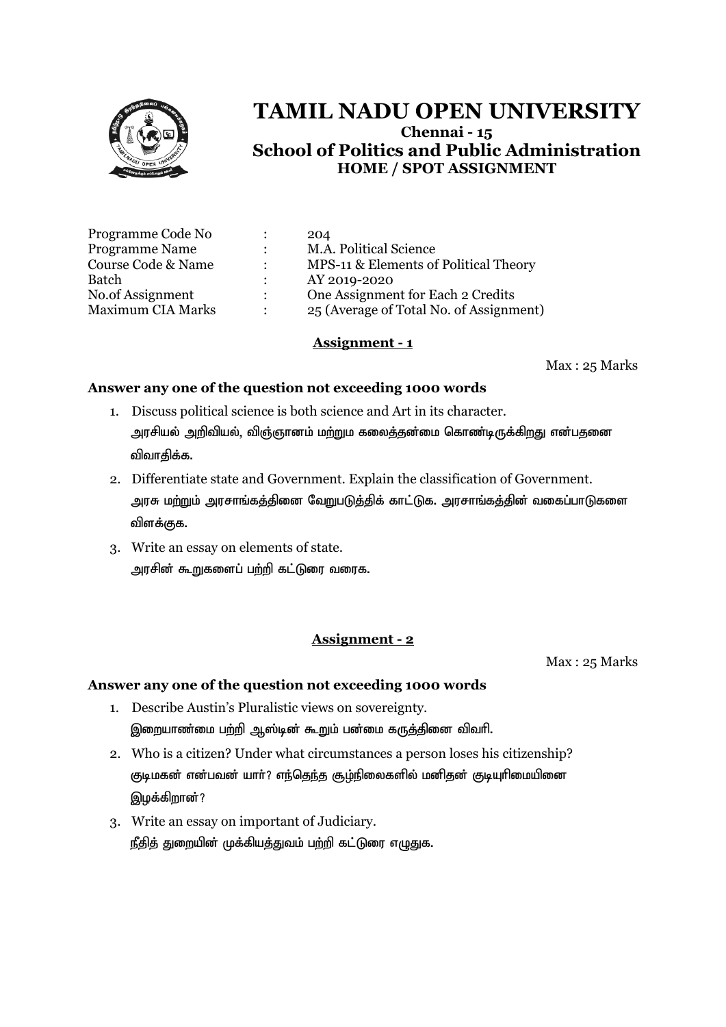# TAMIL NADU OPEN UNIVERSITY

**Chennai - 15**

## School of Politics and Public Administration

**HOME / SPOT ASSIGNMENT**

| | | |
|---|---|---|
| Programme Code No | : | 204 |
| Programme Name | : | M.A. Political Science |
| Course Code & Name | : | MPS-11 & Elements of Political Theory |
| Batch | : | AY 2019-2020 |
| No.of Assignment | : | One Assignment for Each 2 Credits |
| Maximum CIA Marks | : | 25 (Average of Total No. of Assignment) |

### Assignment - 1

Max : 25 Marks

**Answer any one of the question not exceeding 1000 words**

1. Discuss political science is both science and Art in its character.
   அரசியல் அறிவியல், விஞ்ஞானம் மற்றும கலைத்தன்மை கொண்டிருக்கிறது என்பதனை விவாதிக்க.
2. Differentiate state and Government. Explain the classification of Government.
   அரசு மற்றும் அரசாங்கத்தினை வேறுபடுத்திக் காட்டுக. அரசாங்கத்தின் வகைப்பாடுகளை விளக்குக.
3. Write an essay on elements of state.
   அரசின் கூறுகளைப் பற்றி கட்டுரை வரைக.

### Assignment - 2

Max : 25 Marks

**Answer any one of the question not exceeding 1000 words**

1. Describe Austin's Pluralistic views on sovereignty.
   இறையாண்மை பற்றி ஆஸ்டின் கூறும் பன்மை கருத்தினை விவரி.
2. Who is a citizen? Under what circumstances a person loses his citizenship?
   குடிமகன் என்பவன் யார்? எந்தெந்த சூழ்நிலைகளில் மனிதன் குடியுரிமையினை இழக்கிறான்?
3. Write an essay on important of Judiciary.
   நீதித் துறையின் முக்கியத்துவம் பற்றி கட்டுரை எழுதுக.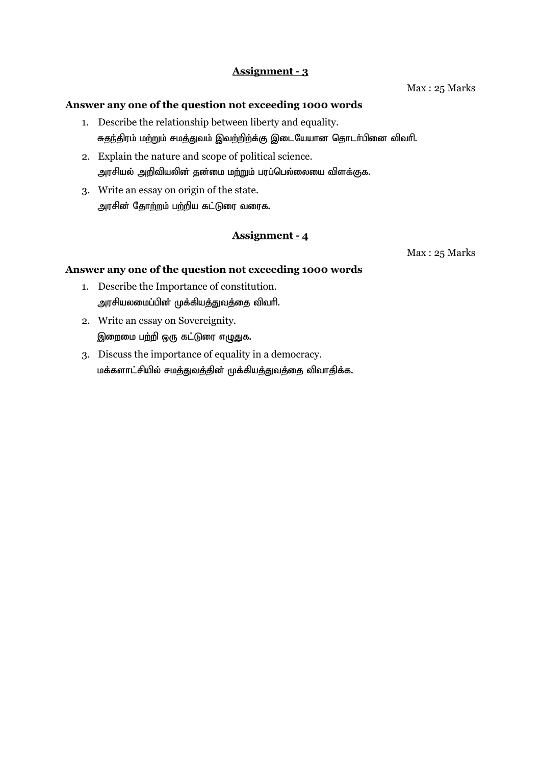## Assignment - 3

Max : 25 Marks

**Answer any one of the question not exceeding 1000 words**

1. Describe the relationship between liberty and equality.
   சுதந்திரம் மற்றும் சமத்துவம் இவற்றிற்க்கு இடையேயான தொடர்பினை விவரி.
2. Explain the nature and scope of political science.
   அரசியல் அறிவியலின் தன்மை மற்றும் பரப்பெல்லையை விளக்குக.
3. Write an essay on origin of the state.
   அரசின் தோற்றம் பற்றிய கட்டுரை வரைக.

## Assignment - 4

Max : 25 Marks

**Answer any one of the question not exceeding 1000 words**

1. Describe the Importance of constitution.
   அரசியலமைப்பின் முக்கியத்துவத்தை விவரி.
2. Write an essay on Sovereignity.
   இறைமை பற்றி ஒரு கட்டுரை எழுதுக.
3. Discuss the importance of equality in a democracy.
   மக்களாட்சியில் சமத்துவத்தின் முக்கியத்துவத்தை விவாதிக்க.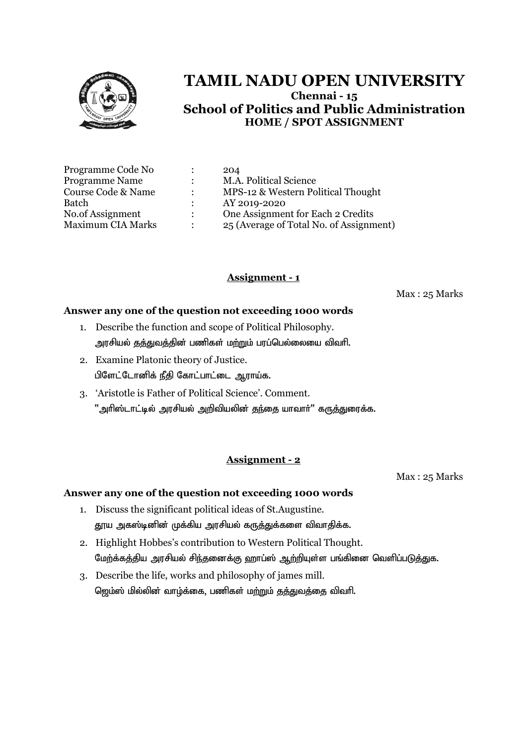# TAMIL NADU OPEN UNIVERSITY

**Chennai - 15**

**School of Politics and Public Administration**

**HOME / SPOT ASSIGNMENT**

| | | |
|---|---|---|
| Programme Code No | : | 204 |
| Programme Name | : | M.A. Political Science |
| Course Code & Name | : | MPS-12 & Western Political Thought |
| Batch | : | AY 2019-2020 |
| No.of Assignment | : | One Assignment for Each 2 Credits |
| Maximum CIA Marks | : | 25 (Average of Total No. of Assignment) |

## Assignment - 1

Max : 25 Marks

**Answer any one of the question not exceeding 1000 words**

1. Describe the function and scope of Political Philosophy.
   அரசியல் தத்துவத்தின் பணிகள் மற்றும் பரப்பெல்லையை விவரி.
2. Examine Platonic theory of Justice.
   பிளேட்டோனிக் நீதி கோட்பாட்டை ஆராய்க.
3. 'Aristotle is Father of Political Science'. Comment.
   "அரிஸ்டாட்டில் அரசியல் அறிவியலின் தந்தை யாவார்" கருத்துரைக்க.

## Assignment - 2

Max : 25 Marks

**Answer any one of the question not exceeding 1000 words**

1. Discuss the significant political ideas of St.Augustine.
   தூய அகஸ்டினின் முக்கிய அரசியல் கருத்துக்களை விவாதிக்க.
2. Highlight Hobbes's contribution to Western Political Thought.
   மேற்கத்திய அரசியல் சிந்தனைக்கு ஹாப்ஸ் ஆற்றியுள்ள பங்கினை வெளிப்படுத்துக.
3. Describe the life, works and philosophy of james mill.
   ஜெம்ஸ் மில்லின் வாழ்க்கை, பணிகள் மற்றும் தத்துவத்தை விவரி.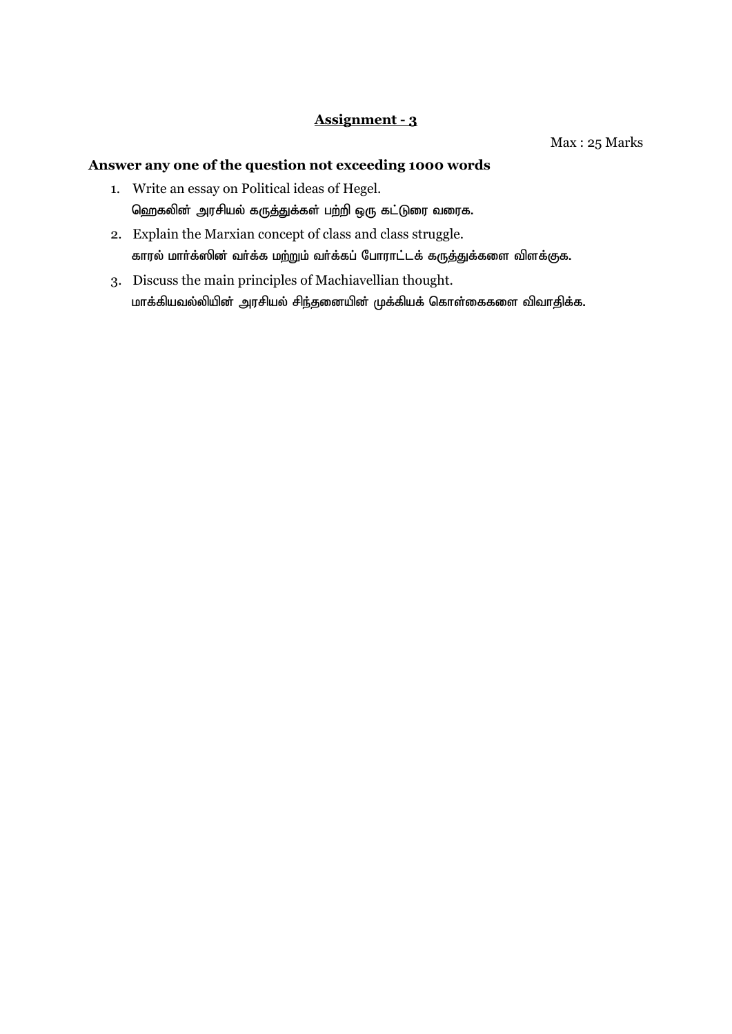## Assignment - 3

Max : 25 Marks

**Answer any one of the question not exceeding 1000 words**

1. Write an essay on Political ideas of Hegel.
   ஹெகலின் அரசியல் கருத்துக்கள் பற்றி ஒரு கட்டுரை வரைக.
2. Explain the Marxian concept of class and class struggle.
   காரல் மார்க்ஸின் வர்க்க மற்றும் வர்க்கப் போராட்டக் கருத்துக்களை விளக்குக.
3. Discuss the main principles of Machiavellian thought.
   மாக்கியவல்லியின் அரசியல் சிந்தனையின் முக்கியக் கொள்கைகளை விவாதிக்க.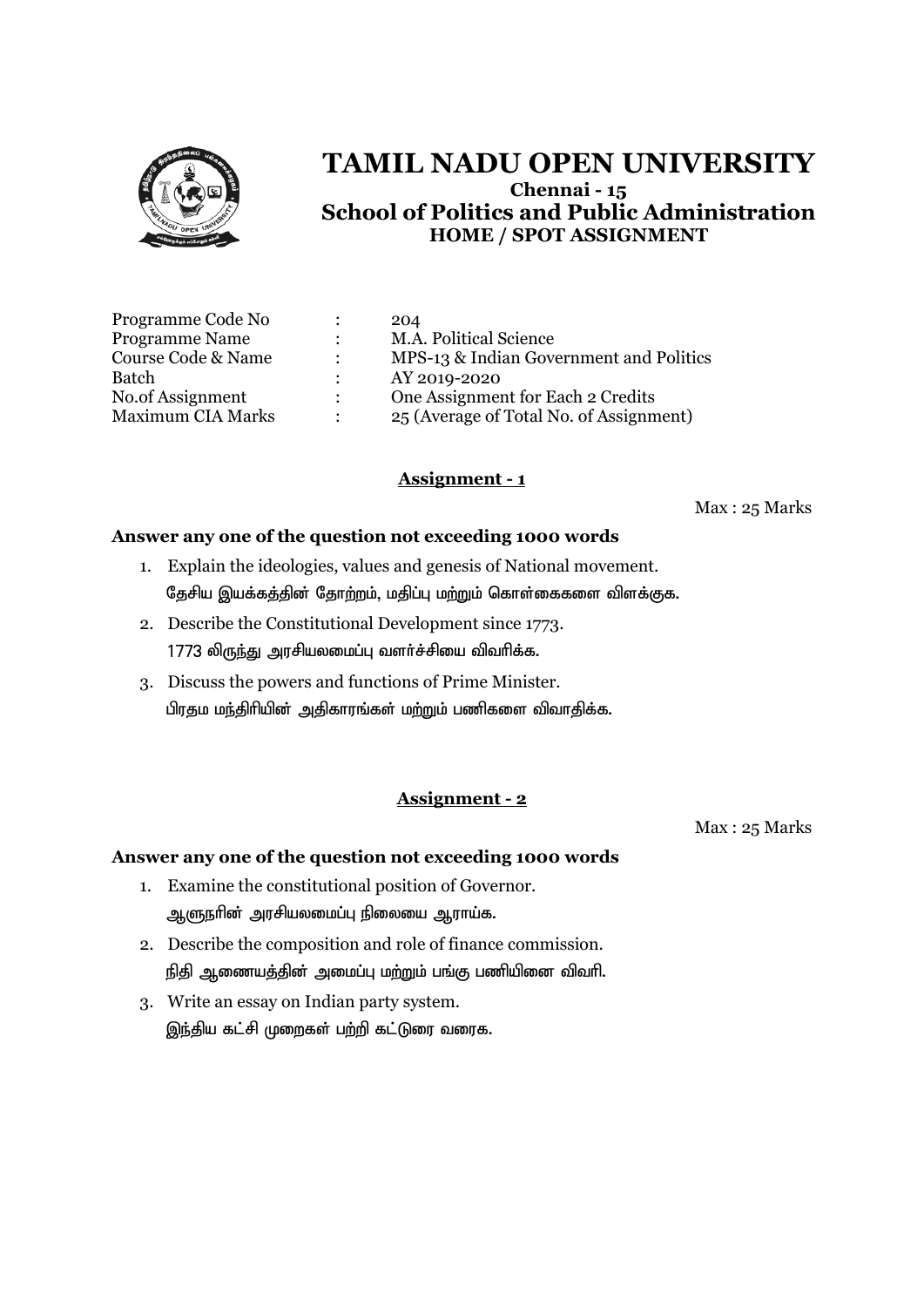# TAMIL NADU OPEN UNIVERSITY

**Chennai - 15**

**School of Politics and Public Administration**

**HOME / SPOT ASSIGNMENT**

| | | |
|---|---|---|
| Programme Code No | : | 204 |
| Programme Name | : | M.A. Political Science |
| Course Code & Name | : | MPS-13 & Indian Government and Politics |
| Batch | : | AY 2019-2020 |
| No.of Assignment | : | One Assignment for Each 2 Credits |
| Maximum CIA Marks | : | 25 (Average of Total No. of Assignment) |

## Assignment - 1

Max : 25 Marks

**Answer any one of the question not exceeding 1000 words**

1. Explain the ideologies, values and genesis of National movement.
   தேசிய இயக்கத்தின் தோற்றம், மதிப்பு மற்றும் கொள்கைகளை விளக்குக.
2. Describe the Constitutional Development since 1773.
   1773 லிருந்து அரசியலமைப்பு வளர்ச்சியை விவரிக்க.
3. Discuss the powers and functions of Prime Minister.
   பிரதம மந்திரியின் அதிகாரங்கள் மற்றும் பணிகளை விவாதிக்க.

## Assignment - 2

Max : 25 Marks

**Answer any one of the question not exceeding 1000 words**

1. Examine the constitutional position of Governor.
   ஆளுநரின் அரசியலமைப்பு நிலையை ஆராய்க.
2. Describe the composition and role of finance commission.
   நிதி ஆணையத்தின் அமைப்பு மற்றும் பங்கு பணியினை விவரி.
3. Write an essay on Indian party system.
   இந்திய கட்சி முறைகள் பற்றி கட்டுரை வரைக.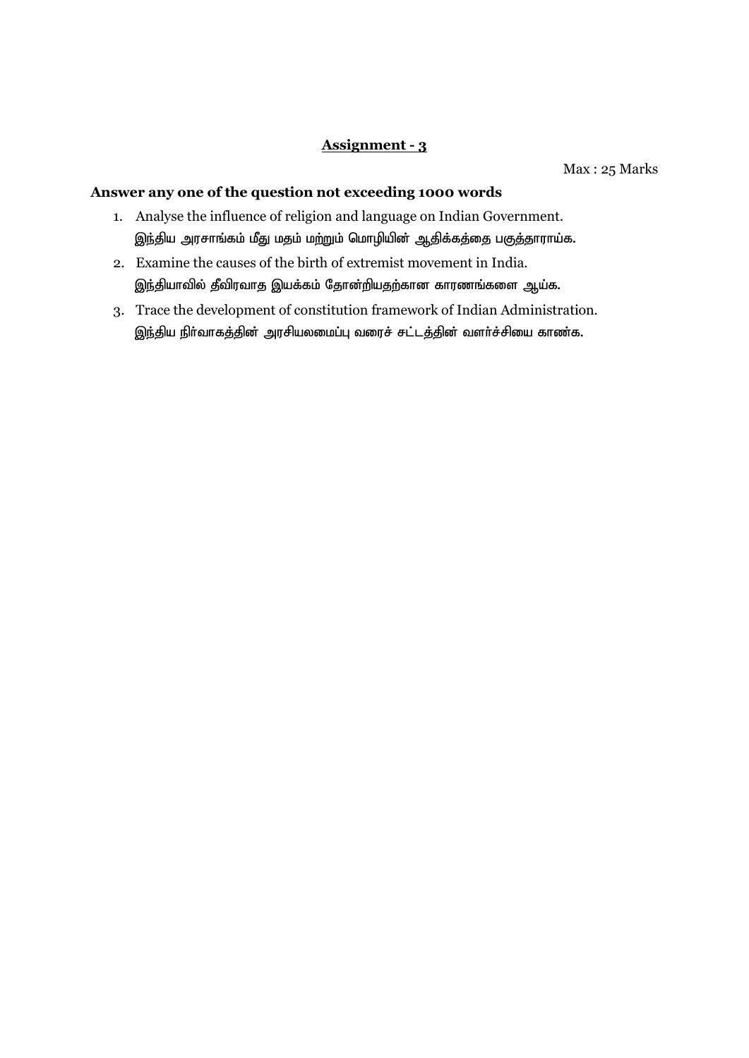## Assignment - 3

Max : 25 Marks

**Answer any one of the question not exceeding 1000 words**

1. Analyse the influence of religion and language on Indian Government.
   இந்திய அரசாங்கம் மீது மதம் மற்றும் மொழியின் ஆதிக்கத்தை பகுத்தாராய்க.
2. Examine the causes of the birth of extremist movement in India.
   இந்தியாவில் தீவிரவாத இயக்கம் தோன்றியதற்கான காரணங்களை ஆய்க.
3. Trace the development of constitution framework of Indian Administration.
   இந்திய நிர்வாகத்தின் அரசியலமைப்பு வரைச் சட்டத்தின் வளர்ச்சியை காண்க.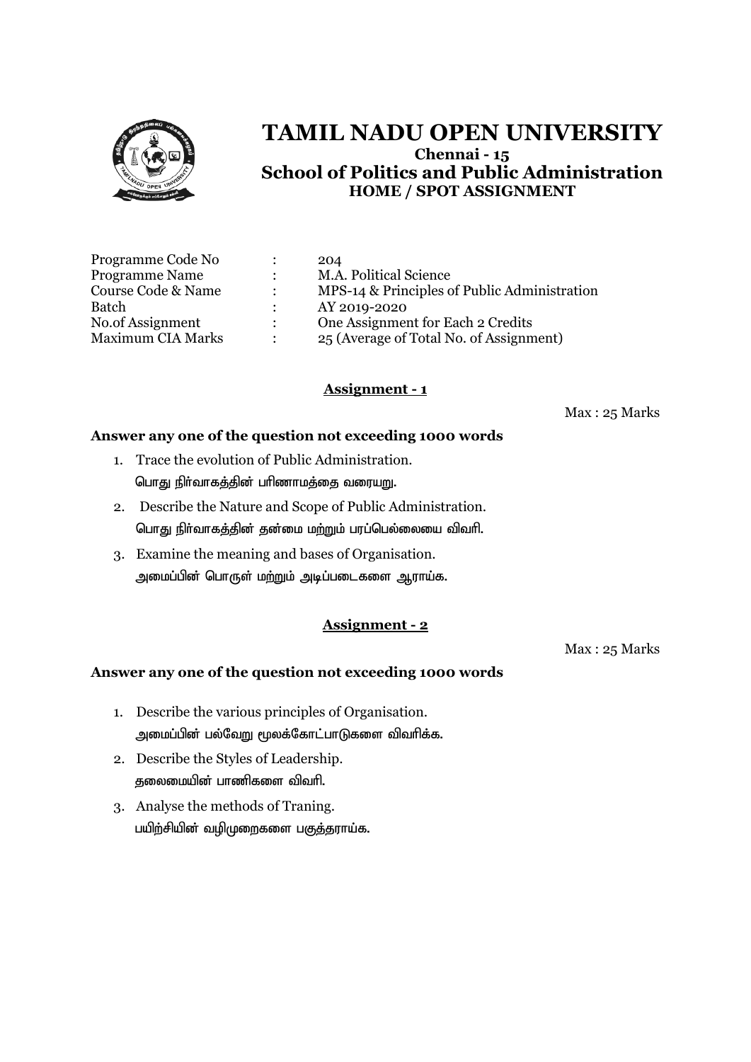# TAMIL NADU OPEN UNIVERSITY

**Chennai - 15**

**School of Politics and Public Administration**

**HOME / SPOT ASSIGNMENT**

| | | |
|---|---|---|
| Programme Code No | : | 204 |
| Programme Name | : | M.A. Political Science |
| Course Code & Name | : | MPS-14 & Principles of Public Administration |
| Batch | : | AY 2019-2020 |
| No.of Assignment | : | One Assignment for Each 2 Credits |
| Maximum CIA Marks | : | 25 (Average of Total No. of Assignment) |

## Assignment - 1

Max : 25 Marks

**Answer any one of the question not exceeding 1000 words**

1. Trace the evolution of Public Administration.
   பொது நிர்வாகத்தின் பரிணாமத்தை வரையறு.
2. Describe the Nature and Scope of Public Administration.
   பொது நிர்வாகத்தின் தன்மை மற்றும் பரப்பெல்லையை விவரி.
3. Examine the meaning and bases of Organisation.
   அமைப்பின் பொருள் மற்றும் அடிப்படைகளை ஆராய்க.

## Assignment - 2

Max : 25 Marks

**Answer any one of the question not exceeding 1000 words**

1. Describe the various principles of Organisation.
   அமைப்பின் பல்வேறு மூலக்கோட்பாடுகளை விவரிக்க.
2. Describe the Styles of Leadership.
   தலைமையின் பாணிகளை விவரி.
3. Analyse the methods of Traning.
   பயிற்சியின் வழிமுறைகளை பகுத்தராய்க.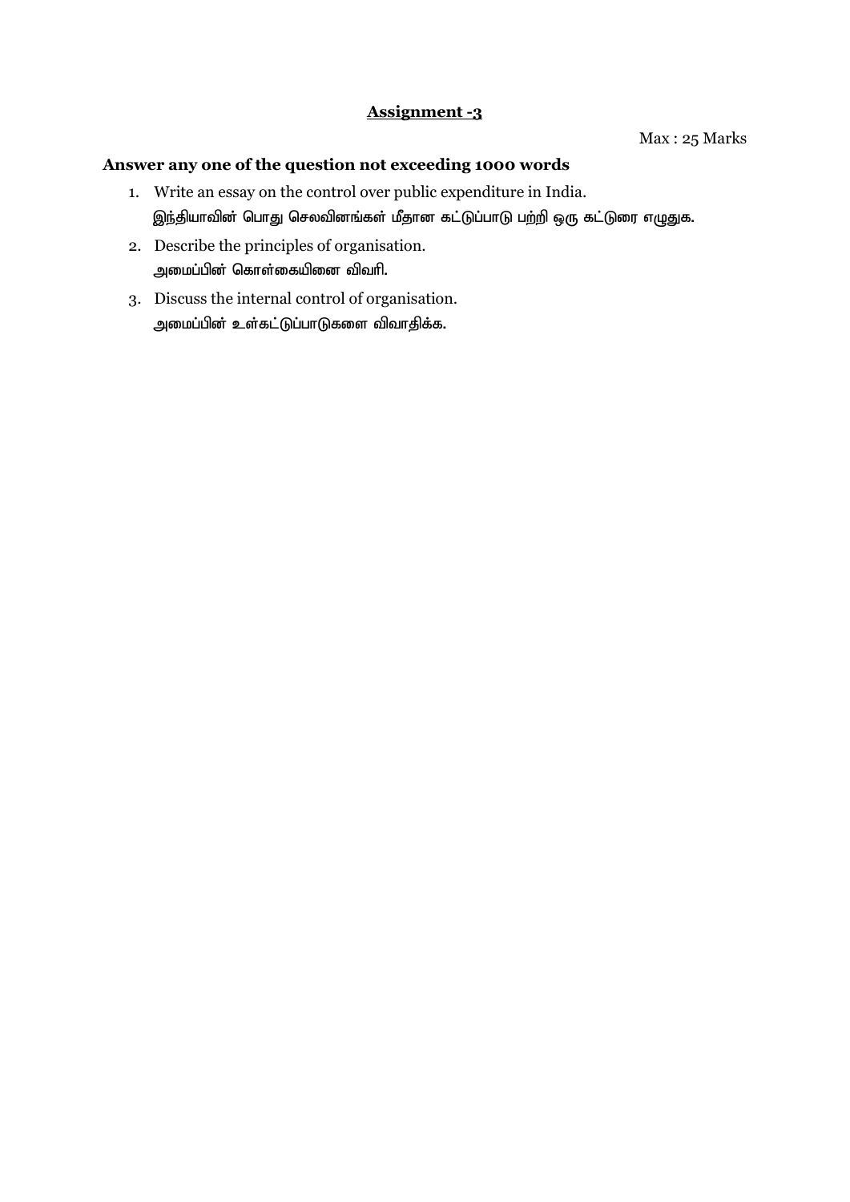## Assignment -3

Max : 25 Marks

**Answer any one of the question not exceeding 1000 words**

1. Write an essay on the control over public expenditure in India.
   இந்தியாவின் பொது செலவினங்கள் மீதான கட்டுப்பாடு பற்றி ஒரு கட்டுரை எழுதுக.
2. Describe the principles of organisation.
   அமைப்பின் கொள்கையினை விவரி.
3. Discuss the internal control of organisation.
   அமைப்பின் உள்கட்டுப்பாடுகளை விவாதிக்க.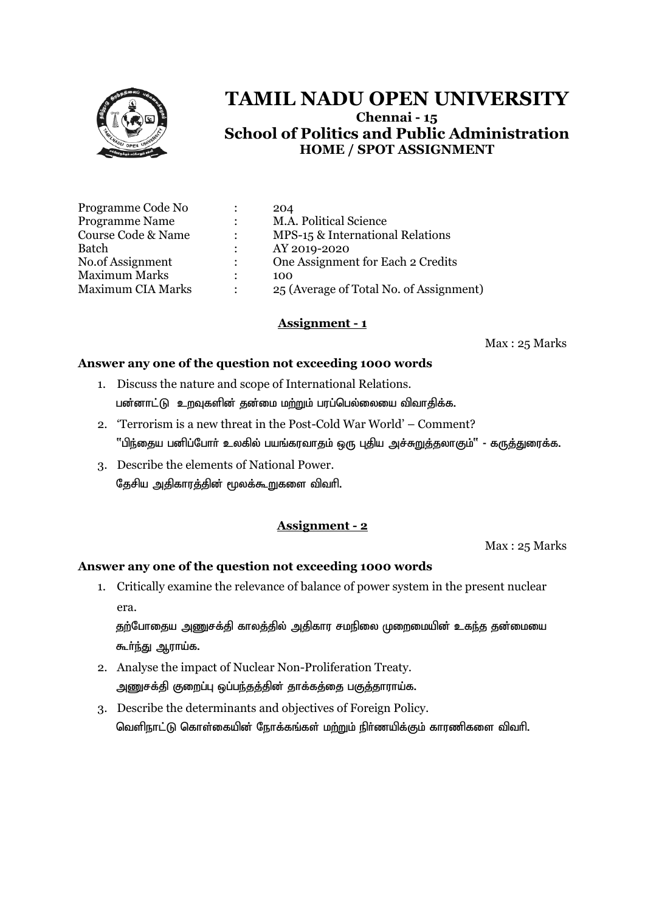# TAMIL NADU OPEN UNIVERSITY

**Chennai - 15**

## School of Politics and Public Administration

**HOME / SPOT ASSIGNMENT**

| | | |
|---|---|---|
| Programme Code No | : | 204 |
| Programme Name | : | M.A. Political Science |
| Course Code & Name | : | MPS-15 & International Relations |
| Batch | : | AY 2019-2020 |
| No.of Assignment | : | One Assignment for Each 2 Credits |
| Maximum Marks | : | 100 |
| Maximum CIA Marks | : | 25 (Average of Total No. of Assignment) |

### Assignment - 1

Max : 25 Marks

**Answer any one of the question not exceeding 1000 words**

1. Discuss the nature and scope of International Relations.
   பன்னாட்டு உறவுகளின் தன்மை மற்றும் பரப்பெல்லையை விவாதிக்க.
2. 'Terrorism is a new threat in the Post-Cold War World' – Comment?
   "பிந்தைய பனிப்போர் உலகில் பயங்கரவாதம் ஒரு புதிய அச்சுறுத்தலாகும்" - கருத்துரைக்க.
3. Describe the elements of National Power.
   தேசிய அதிகாரத்தின் மூலக்கூறுகளை விவரி.

### Assignment - 2

Max : 25 Marks

**Answer any one of the question not exceeding 1000 words**

1. Critically examine the relevance of balance of power system in the present nuclear era.
   தற்போதைய அணுசக்தி காலத்தில் அதிகார சமநிலை முறைமையின் உகந்த தன்மையை கூர்ந்து ஆராய்க.
2. Analyse the impact of Nuclear Non-Proliferation Treaty.
   அணுசக்தி குறைப்பு ஒப்பந்தத்தின் தாக்கத்தை பகுத்தாராய்க.
3. Describe the determinants and objectives of Foreign Policy.
   வெளிநாட்டு கொள்கையின் நோக்கங்கள் மற்றும் நிர்ணயிக்கும் காரணிகளை விவரி.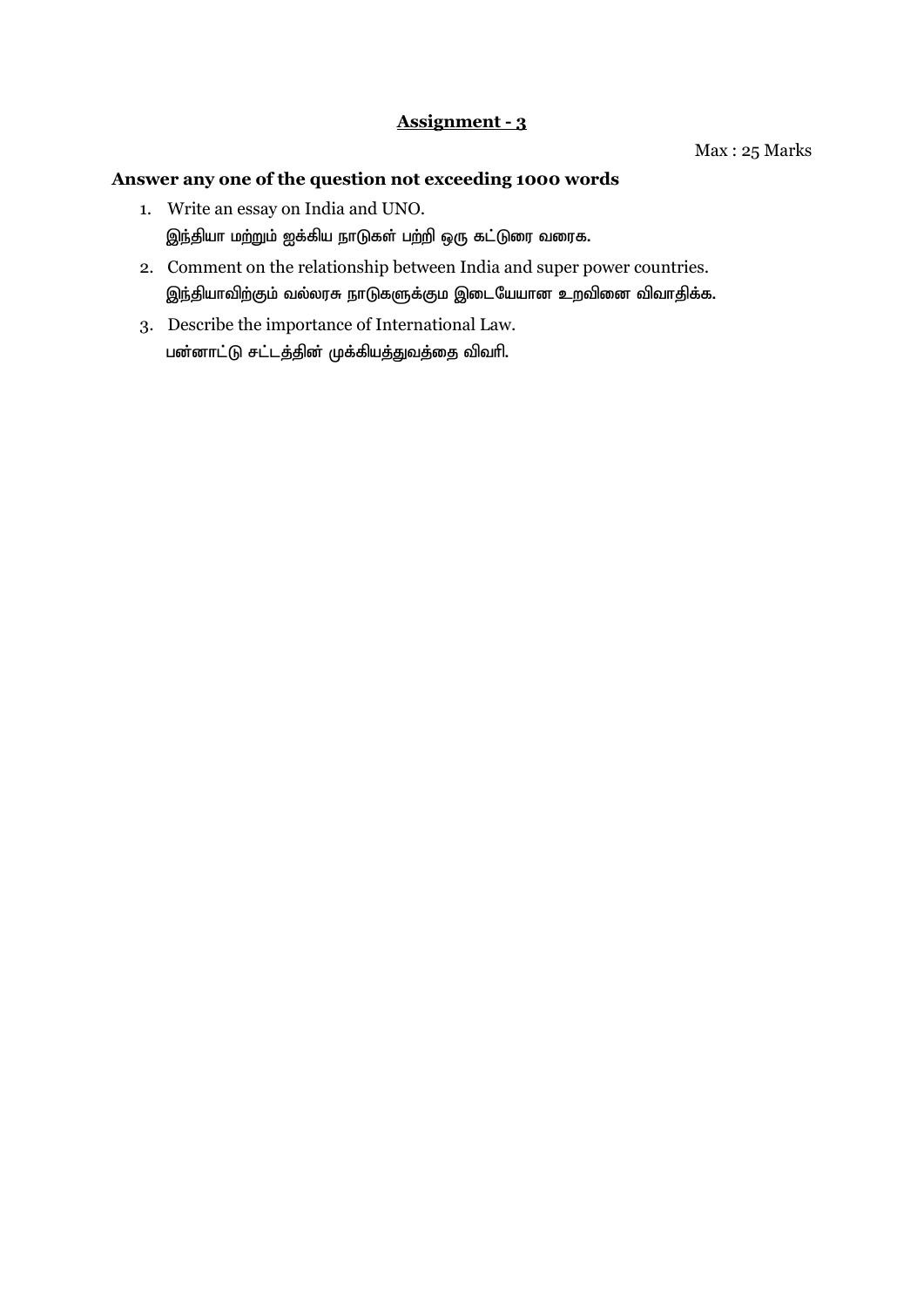## Assignment - 3

Max : 25 Marks

**Answer any one of the question not exceeding 1000 words**

1. Write an essay on India and UNO.
   இந்தியா மற்றும் ஐக்கிய நாடுகள் பற்றி ஒரு கட்டுரை வரைக.
2. Comment on the relationship between India and super power countries.
   இந்தியாவிற்கும் வல்லரசு நாடுகளுக்கும இடையேயான உறவினை விவாதிக்க.
3. Describe the importance of International Law.
   பன்னாட்டு சட்டத்தின் முக்கியத்துவத்தை விவரி.